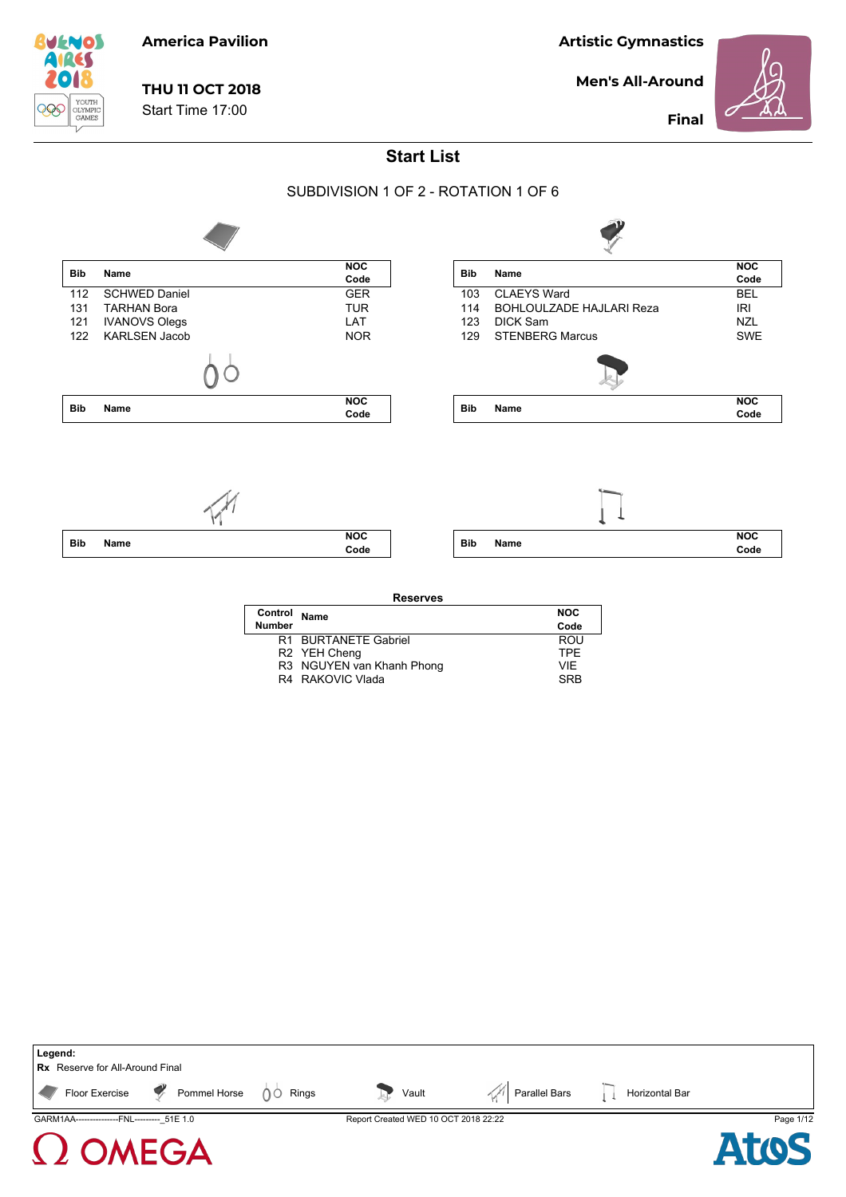America Pavilion

**THU 11 OCT 2018**
Start Time 17:00

**Artistic Gymnastics**

**Men's All-Around**

**Final**

# Start List

SUBDIVISION 1 OF 2 - ROTATION 1 OF 6

**Floor Exercise**

| Bib | Name | NOC Code |
|---|---|---|
| 112 | SCHWED Daniel | GER |
| 131 | TARHAN Bora | TUR |
| 121 | IVANOVS Olegs | LAT |
| 122 | KARLSEN Jacob | NOR |

**Pommel Horse**

| Bib | Name | NOC Code |
|---|---|---|
| 103 | CLAEYS Ward | BEL |
| 114 | BOHLOULZADE HAJLARI Reza | IRI |
| 123 | DICK Sam | NZL |
| 129 | STENBERG Marcus | SWE |

**Rings**

| Bib | Name | NOC Code |
|---|---|---|

**Vault**

| Bib | Name | NOC Code |
|---|---|---|

**Parallel Bars**

| Bib | Name | NOC Code |
|---|---|---|

**Horizontal Bar**

| Bib | Name | NOC Code |
|---|---|---|

**Reserves**

| Control Number | Name | NOC Code |
|---|---|---|
| R1 | BURTANETE Gabriel | ROU |
| R2 | YEH Cheng | TPE |
| R3 | NGUYEN van Khanh Phong | VIE |
| R4 | RAKOVIC Vlada | SRB |

**Legend:**
**Rx** Reserve for All-Around Final
Floor Exercise | Pommel Horse | Rings | Vault | Parallel Bars | Horizontal Bar

GARM1AA---------------FNL---------_51E 1.0 Report Created WED 10 OCT 2018 22:22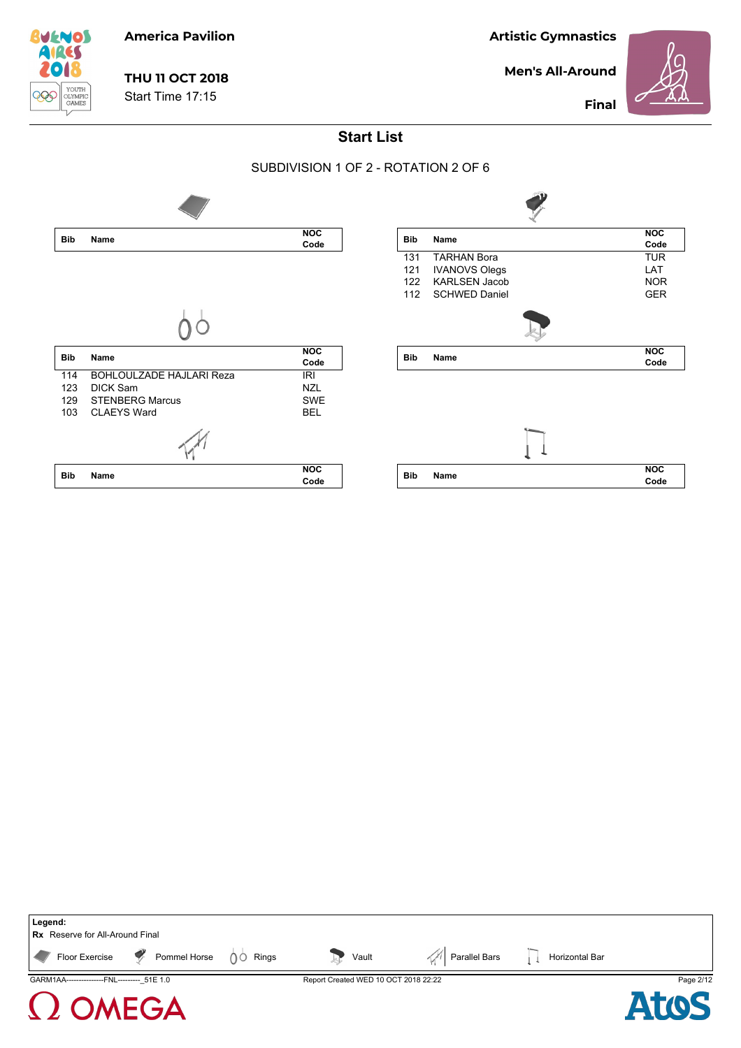America Pavilion

**THU 11 OCT 2018**
Start Time 17:15

Artistic Gymnastics

**Men's All-Around**

**Final**

## Start List

SUBDIVISION 1 OF 2 - ROTATION 2 OF 6

**Floor Exercise**

| Bib | Name | NOC Code |
|---|---|---|

**Pommel Horse**

| Bib | Name | NOC Code |
|---|---|---|
| 131 | TARHAN Bora | TUR |
| 121 | IVANOVS Olegs | LAT |
| 122 | KARLSEN Jacob | NOR |
| 112 | SCHWED Daniel | GER |

**Rings**

| Bib | Name | NOC Code |
|---|---|---|
| 114 | BOHLOULZADE HAJLARI Reza | IRI |
| 123 | DICK Sam | NZL |
| 129 | STENBERG Marcus | SWE |
| 103 | CLAEYS Ward | BEL |

**Vault**

| Bib | Name | NOC Code |
|---|---|---|

**Parallel Bars**

| Bib | Name | NOC Code |
|---|---|---|

**Horizontal Bar**

| Bib | Name | NOC Code |
|---|---|---|

**Legend:**
**Rx** Reserve for All-Around Final

Floor Exercise | Pommel Horse | Rings | Vault | Parallel Bars | Horizontal Bar

GARM1AA---------------FNL---------_51E 1.0 Report Created WED 10 OCT 2018 22:22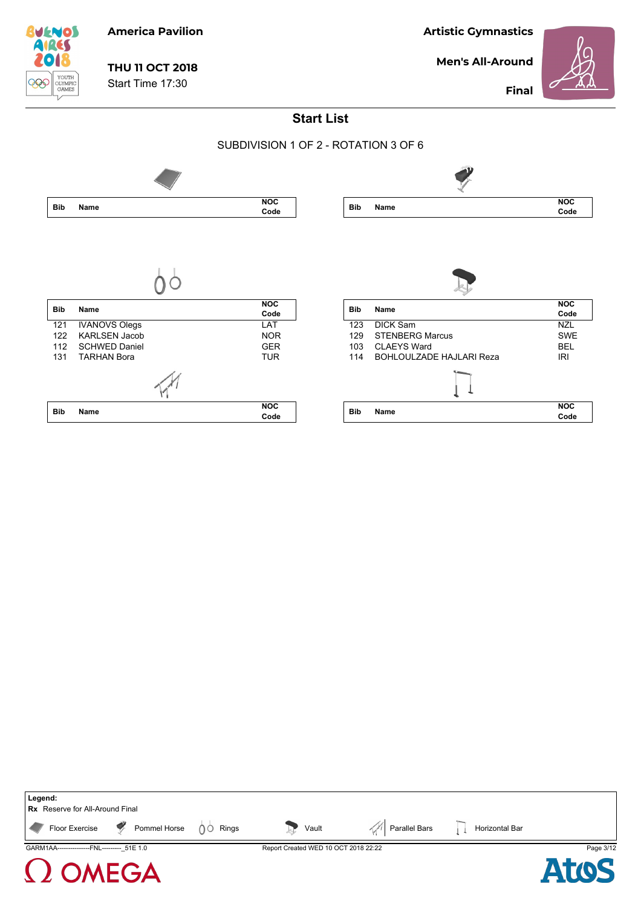America Pavilion

THU 11 OCT 2018
Start Time 17:30

Artistic Gymnastics

Men's All-Around

Final

## Start List

SUBDIVISION 1 OF 2 - ROTATION 3 OF 6

### Floor Exercise

| Bib | Name | NOC Code |
|---|---|---|

### Pommel Horse

| Bib | Name | NOC Code |
|---|---|---|

### Rings

| Bib | Name | NOC Code |
|---|---|---|
| 121 | IVANOVS Olegs | LAT |
| 122 | KARLSEN Jacob | NOR |
| 112 | SCHWED Daniel | GER |
| 131 | TARHAN Bora | TUR |

### Vault

| Bib | Name | NOC Code |
|---|---|---|
| 123 | DICK Sam | NZL |
| 129 | STENBERG Marcus | SWE |
| 103 | CLAEYS Ward | BEL |
| 114 | BOHLOULZADE HAJLARI Reza | IRI |

### Parallel Bars

| Bib | Name | NOC Code |
|---|---|---|

### Horizontal Bar

| Bib | Name | NOC Code |
|---|---|---|

**Legend:**
**Rx** Reserve for All-Around Final
Floor Exercise | Pommel Horse | Rings | Vault | Parallel Bars | Horizontal Bar

GARM1AA---------------FNL---------_51E 1.0 Report Created WED 10 OCT 2018 22:22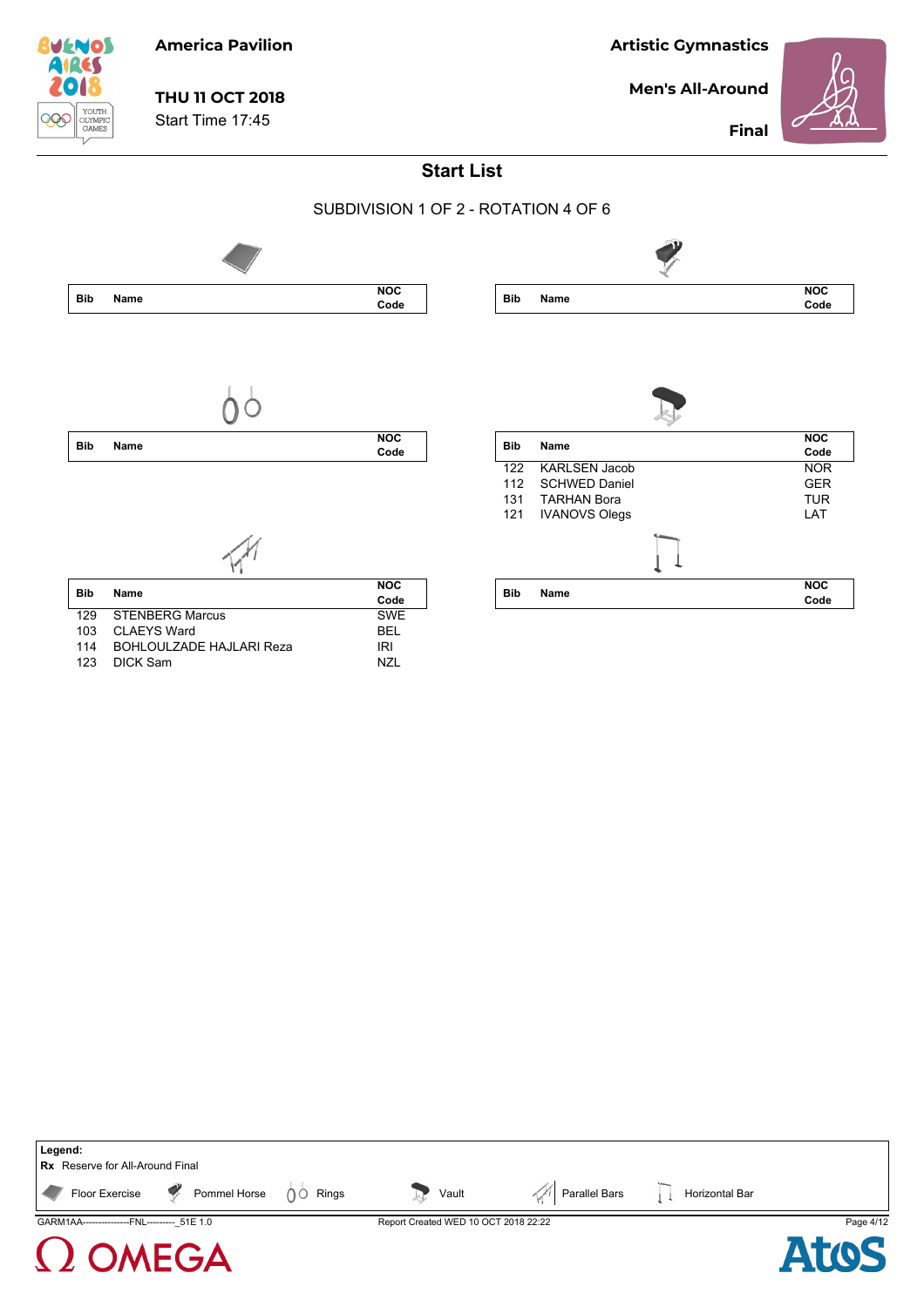America Pavilion

**THU 11 OCT 2018**
Start Time 17:45

**Artistic Gymnastics**

**Men's All-Around**

**Final**

## Start List

SUBDIVISION 1 OF 2 - ROTATION 4 OF 6

### Floor Exercise

| Bib | Name | NOC Code |
|---|---|---|

### Pommel Horse

| Bib | Name | NOC Code |
|---|---|---|

### Rings

| Bib | Name | NOC Code |
|---|---|---|

### Vault

| Bib | Name | NOC Code |
|---|---|---|
| 122 | KARLSEN Jacob | NOR |
| 112 | SCHWED Daniel | GER |
| 131 | TARHAN Bora | TUR |
| 121 | IVANOVS Olegs | LAT |

### Parallel Bars

| Bib | Name | NOC Code |
|---|---|---|
| 129 | STENBERG Marcus | SWE |
| 103 | CLAEYS Ward | BEL |
| 114 | BOHLOULZADE HAJLARI Reza | IRI |
| 123 | DICK Sam | NZL |

### Horizontal Bar

| Bib | Name | NOC Code |
|---|---|---|

**Legend:**
**Rx** Reserve for All-Around Final

Floor Exercise | Pommel Horse | Rings | Vault | Parallel Bars | Horizontal Bar

GARM1AA---------------FNL---------_51E 1.0 | Report Created WED 10 OCT 2018 22:22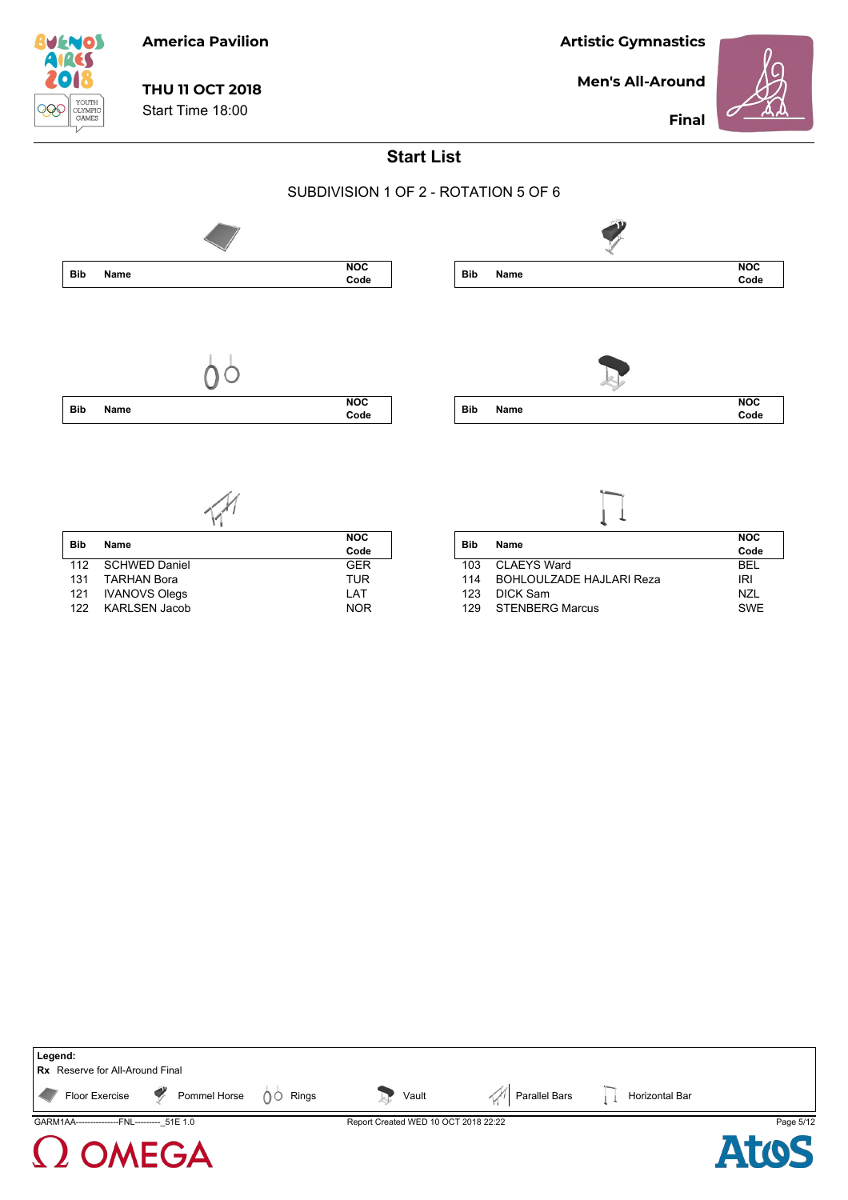America Pavilion

THU 11 OCT 2018
Start Time 18:00

Artistic Gymnastics

Men's All-Around

Final

## Start List

### SUBDIVISION 1 OF 2 - ROTATION 5 OF 6

**Floor Exercise**

| Bib | Name | NOC Code |
|---|---|---|

**Pommel Horse**

| Bib | Name | NOC Code |
|---|---|---|

**Rings**

| Bib | Name | NOC Code |
|---|---|---|

**Vault**

| Bib | Name | NOC Code |
|---|---|---|

**Parallel Bars**

| Bib | Name | NOC Code |
|---|---|---|
| 112 | SCHWED Daniel | GER |
| 131 | TARHAN Bora | TUR |
| 121 | IVANOVS Olegs | LAT |
| 122 | KARLSEN Jacob | NOR |

**Horizontal Bar**

| Bib | Name | NOC Code |
|---|---|---|
| 103 | CLAEYS Ward | BEL |
| 114 | BOHLOULZADE HAJLARI Reza | IRI |
| 123 | DICK Sam | NZL |
| 129 | STENBERG Marcus | SWE |

**Legend:**
**Rx** Reserve for All-Around Final
Floor Exercise, Pommel Horse, Rings, Vault, Parallel Bars, Horizontal Bar

GARM1AA---------------FNL---------_51E 1.0 Report Created WED 10 OCT 2018 22:22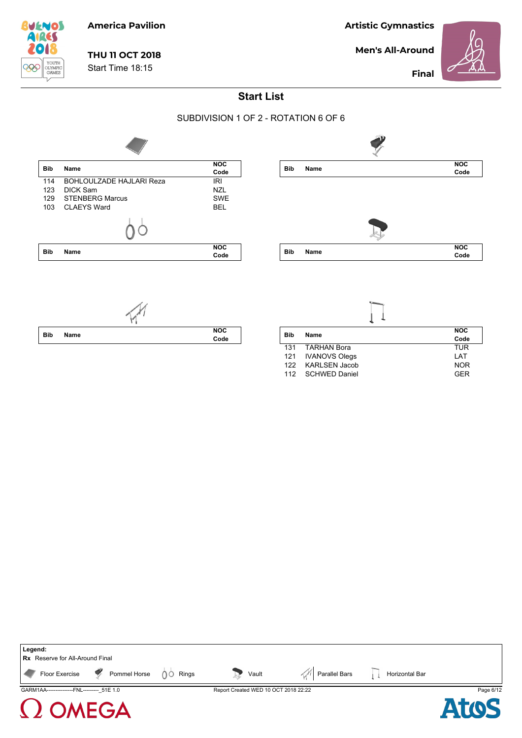# America Pavilion

**THU 11 OCT 2018**
Start Time 18:15

**Artistic Gymnastics**
**Men's All-Around**
**Final**

## Start List

SUBDIVISION 1 OF 2 - ROTATION 6 OF 6

### Floor Exercise

| Bib | Name | NOC Code |
|---|---|---|
| 114 | BOHLOULZADE HAJLARI Reza | IRI |
| 123 | DICK Sam | NZL |
| 129 | STENBERG Marcus | SWE |
| 103 | CLAEYS Ward | BEL |

### Pommel Horse

| Bib | Name | NOC Code |
|---|---|---|

### Rings

| Bib | Name | NOC Code |
|---|---|---|

### Vault

| Bib | Name | NOC Code |
|---|---|---|

### Parallel Bars

| Bib | Name | NOC Code |
|---|---|---|

### Horizontal Bar

| Bib | Name | NOC Code |
|---|---|---|
| 131 | TARHAN Bora | TUR |
| 121 | IVANOVS Olegs | LAT |
| 122 | KARLSEN Jacob | NOR |
| 112 | SCHWED Daniel | GER |

**Legend:**
**Rx** Reserve for All-Around Final
Floor Exercise, Pommel Horse, Rings, Vault, Parallel Bars, Horizontal Bar

GARM1AA---------------FNL---------_51E 1.0 Report Created WED 10 OCT 2018 22:22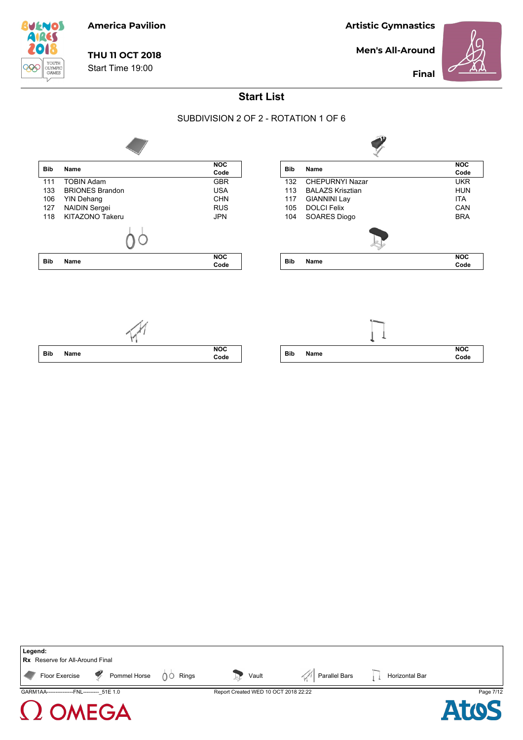America Pavilion

**THU 11 OCT 2018**
Start Time 19:00

**Artistic Gymnastics**

**Men's All-Around**

**Final**

## Start List

SUBDIVISION 2 OF 2 - ROTATION 1 OF 6

**Floor Exercise**

| Bib | Name | NOC Code |
|---|---|---|
| 111 | TOBIN Adam | GBR |
| 133 | BRIONES Brandon | USA |
| 106 | YIN Dehang | CHN |
| 127 | NAIDIN Sergei | RUS |
| 118 | KITAZONO Takeru | JPN |

**Pommel Horse**

| Bib | Name | NOC Code |
|---|---|---|
| 132 | CHEPURNYI Nazar | UKR |
| 113 | BALAZS Krisztian | HUN |
| 117 | GIANNINI Lay | ITA |
| 105 | DOLCI Felix | CAN |
| 104 | SOARES Diogo | BRA |

**Rings**

| Bib | Name | NOC Code |
|---|---|---|

**Vault**

| Bib | Name | NOC Code |
|---|---|---|

**Parallel Bars**

| Bib | Name | NOC Code |
|---|---|---|

**Horizontal Bar**

| Bib | Name | NOC Code |
|---|---|---|

**Legend:**
**Rx** Reserve for All-Around Final
Floor Exercise | Pommel Horse | Rings | Vault | Parallel Bars | Horizontal Bar

GARM1AA---------------FNL---------_51E 1.0
Report Created WED 10 OCT 2018 22:22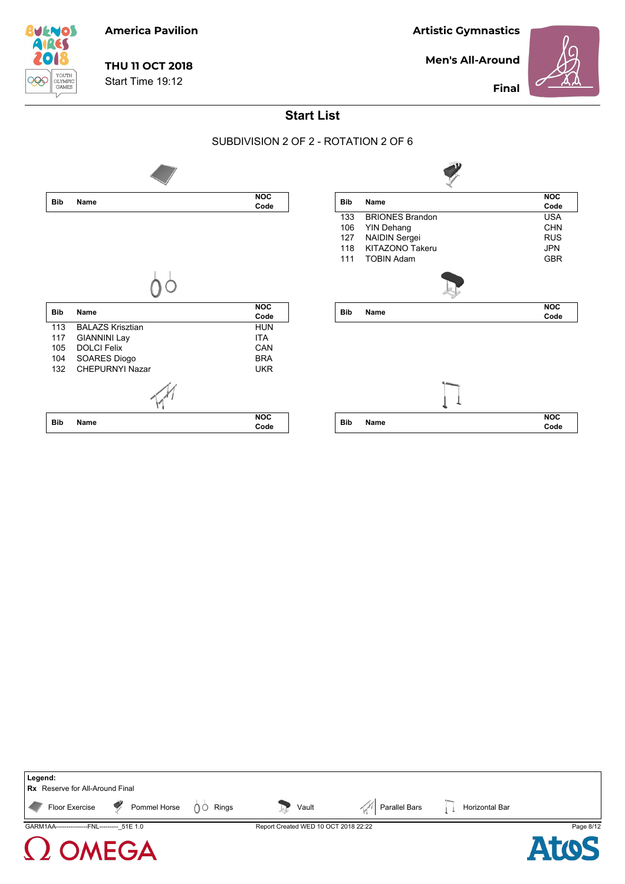America Pavilion

**THU 11 OCT 2018**
Start Time 19:12

Artistic Gymnastics

Men's All-Around

Final

## Start List

SUBDIVISION 2 OF 2 - ROTATION 2 OF 6

### Floor Exercise

| Bib | Name | NOC Code |
|---|---|---|

### Pommel Horse

| Bib | Name | NOC Code |
|---|---|---|
| 133 | BRIONES Brandon | USA |
| 106 | YIN Dehang | CHN |
| 127 | NAIDIN Sergei | RUS |
| 118 | KITAZONO Takeru | JPN |
| 111 | TOBIN Adam | GBR |

### Rings

| Bib | Name | NOC Code |
|---|---|---|
| 113 | BALAZS Krisztian | HUN |
| 117 | GIANNINI Lay | ITA |
| 105 | DOLCI Felix | CAN |
| 104 | SOARES Diogo | BRA |
| 132 | CHEPURNYI Nazar | UKR |

### Vault

| Bib | Name | NOC Code |
|---|---|---|

### Parallel Bars

| Bib | Name | NOC Code |
|---|---|---|

### Horizontal Bar

| Bib | Name | NOC Code |
|---|---|---|

**Legend:**
**Rx** Reserve for All-Around Final

Floor Exercise, Pommel Horse, Rings, Vault, Parallel Bars, Horizontal Bar

GARM1AA----------------FNL---------_51E 1.0 Report Created WED 10 OCT 2018 22:22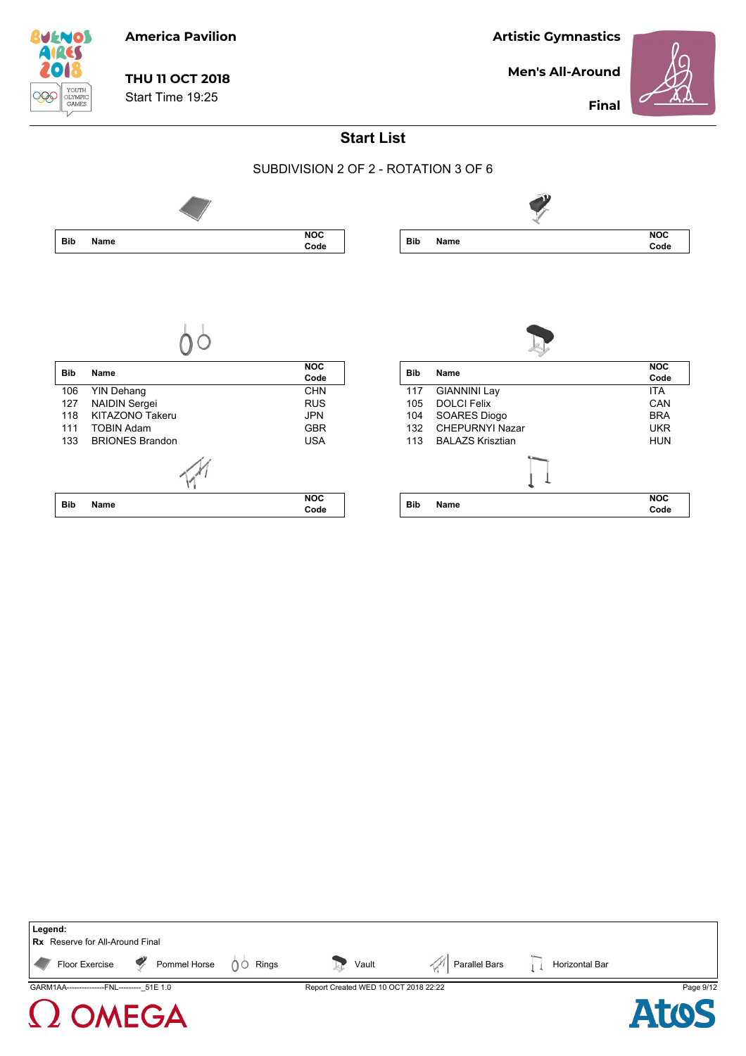America Pavilion

THU 11 OCT 2018

Start Time 19:25

Artistic Gymnastics

Men's All-Around

Final

# Start List

SUBDIVISION 2 OF 2 - ROTATION 3 OF 6

**Floor Exercise**

| Bib | Name | NOC Code |
|---|---|---|

**Pommel Horse**

| Bib | Name | NOC Code |
|---|---|---|

**Rings**

| Bib | Name | NOC Code |
|---|---|---|
| 106 | YIN Dehang | CHN |
| 127 | NAIDIN Sergei | RUS |
| 118 | KITAZONO Takeru | JPN |
| 111 | TOBIN Adam | GBR |
| 133 | BRIONES Brandon | USA |

**Vault**

| Bib | Name | NOC Code |
|---|---|---|
| 117 | GIANNINI Lay | ITA |
| 105 | DOLCI Felix | CAN |
| 104 | SOARES Diogo | BRA |
| 132 | CHEPURNYI Nazar | UKR |
| 113 | BALAZS Krisztian | HUN |

**Parallel Bars**

| Bib | Name | NOC Code |
|---|---|---|

**Horizontal Bar**

| Bib | Name | NOC Code |
|---|---|---|

**Legend:**

**Rx** Reserve for All-Around Final

Floor Exercise · Pommel Horse · Rings · Vault · Parallel Bars · Horizontal Bar

GARM1AA---------------FNL---------_51E 1.0 · Report Created WED 10 OCT 2018 22:22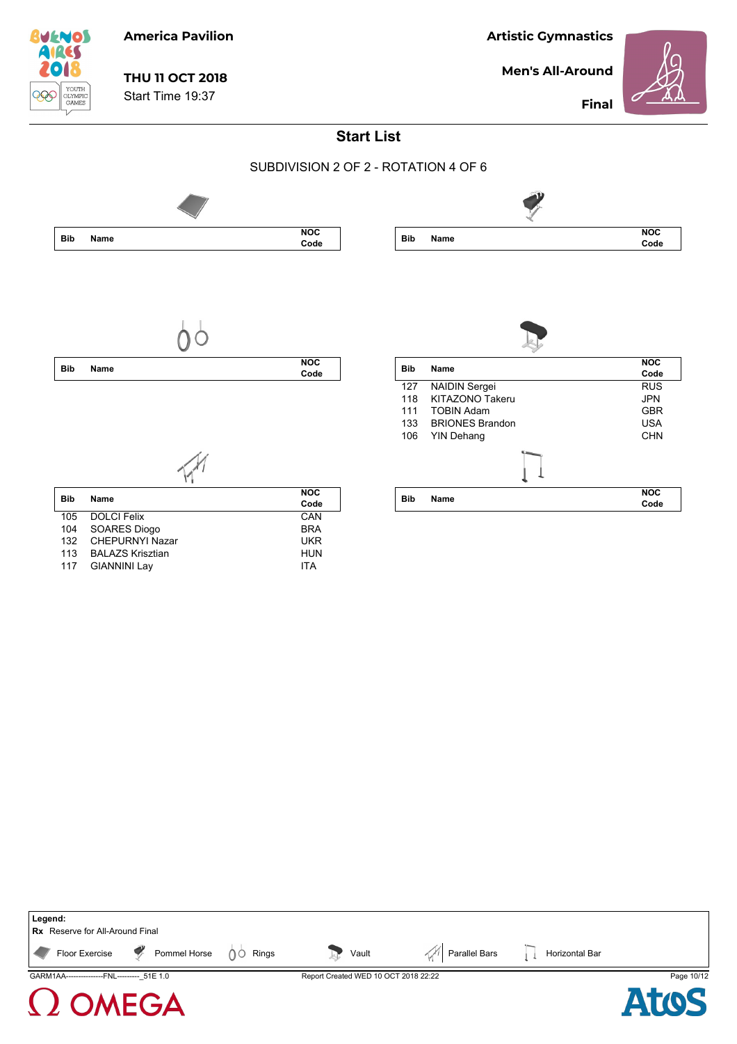America Pavilion

**THU 11 OCT 2018**
Start Time 19:37

**Artistic Gymnastics**

**Men's All-Around**

**Final**

## Start List

SUBDIVISION 2 OF 2 - ROTATION 4 OF 6

**Floor Exercise**

| Bib | Name | NOC Code |
|---|---|---|

**Pommel Horse**

| Bib | Name | NOC Code |
|---|---|---|

**Rings**

| Bib | Name | NOC Code |
|---|---|---|

**Vault**

| Bib | Name | NOC Code |
|---|---|---|
| 127 | NAIDIN Sergei | RUS |
| 118 | KITAZONO Takeru | JPN |
| 111 | TOBIN Adam | GBR |
| 133 | BRIONES Brandon | USA |
| 106 | YIN Dehang | CHN |

**Parallel Bars**

| Bib | Name | NOC Code |
|---|---|---|
| 105 | DOLCI Felix | CAN |
| 104 | SOARES Diogo | BRA |
| 132 | CHEPURNYI Nazar | UKR |
| 113 | BALAZS Krisztian | HUN |
| 117 | GIANNINI Lay | ITA |

**Horizontal Bar**

| Bib | Name | NOC Code |
|---|---|---|

**Legend:**
**Rx** Reserve for All-Around Final
Floor Exercise, Pommel Horse, Rings, Vault, Parallel Bars, Horizontal Bar

GARM1AA---------------FNL---------_51E 1.0 Report Created WED 10 OCT 2018 22:22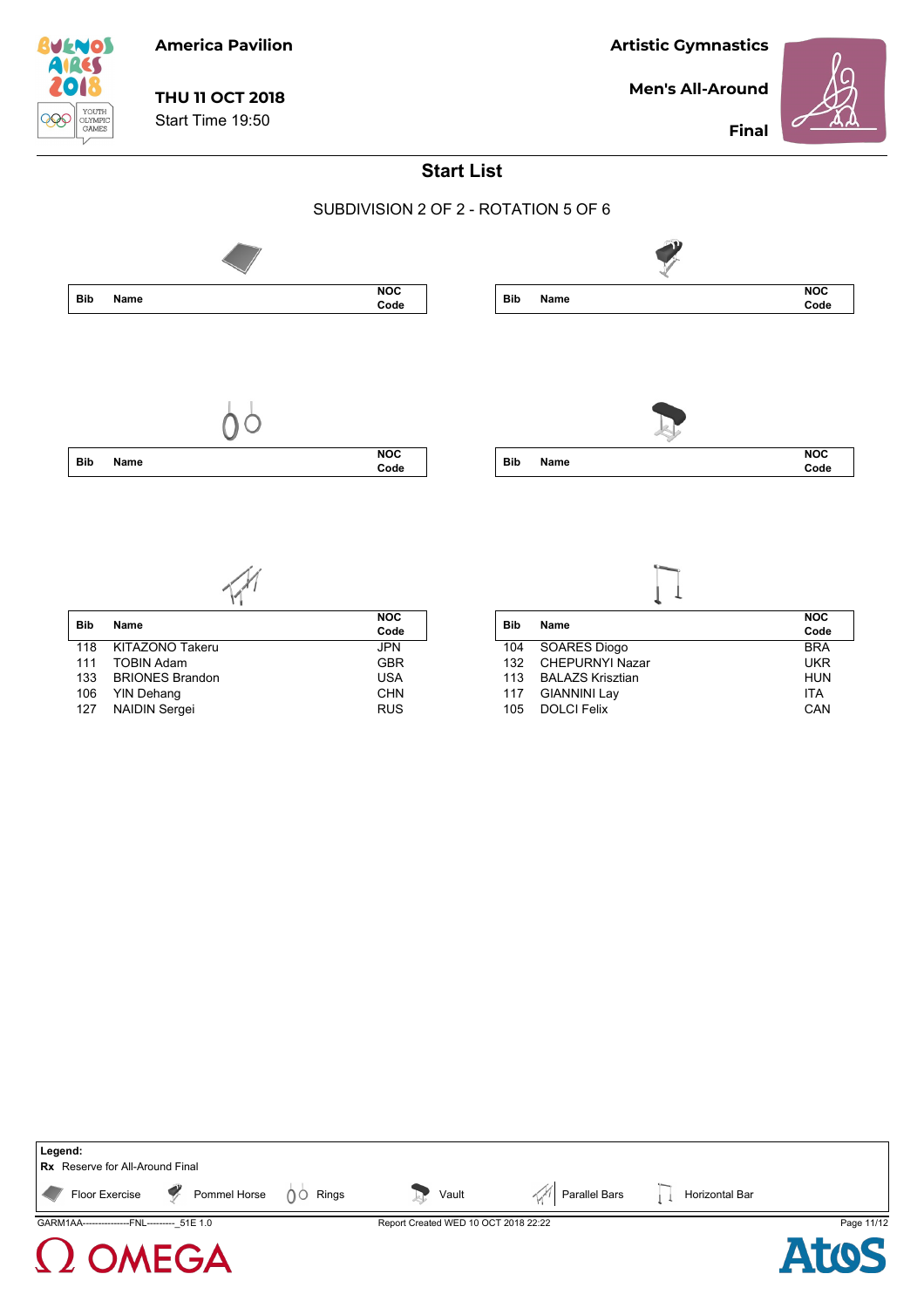America Pavilion

THU 11 OCT 2018
Start Time 19:50

Artistic Gymnastics

Men's All-Around

Final

# Start List

SUBDIVISION 2 OF 2 - ROTATION 5 OF 6

**Floor Exercise**

| Bib | Name | NOC Code |
|---|---|---|

**Pommel Horse**

| Bib | Name | NOC Code |
|---|---|---|

**Rings**

| Bib | Name | NOC Code |
|---|---|---|

**Vault**

| Bib | Name | NOC Code |
|---|---|---|

**Parallel Bars**

| Bib | Name | NOC Code |
|---|---|---|
| 118 | KITAZONO Takeru | JPN |
| 111 | TOBIN Adam | GBR |
| 133 | BRIONES Brandon | USA |
| 106 | YIN Dehang | CHN |
| 127 | NAIDIN Sergei | RUS |

**Horizontal Bar**

| Bib | Name | NOC Code |
|---|---|---|
| 104 | SOARES Diogo | BRA |
| 132 | CHEPURNYI Nazar | UKR |
| 113 | BALAZS Krisztian | HUN |
| 117 | GIANNINI Lay | ITA |
| 105 | DOLCI Felix | CAN |

**Legend:**
**Rx** Reserve for All-Around Final
Floor Exercise, Pommel Horse, Rings, Vault, Parallel Bars, Horizontal Bar

GARM1AA----------------FNL---------_51E 1.0 Report Created WED 10 OCT 2018 22:22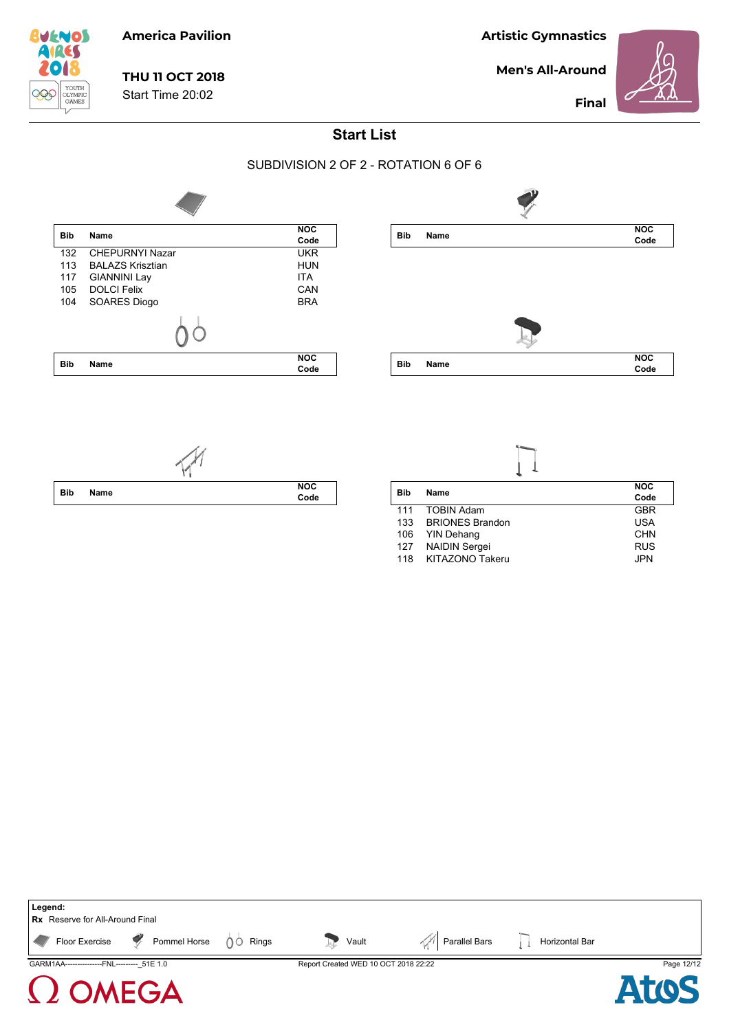America Pavilion

THU 11 OCT 2018
Start Time 20:02

Artistic Gymnastics

Men's All-Around

Final

# Start List

SUBDIVISION 2 OF 2 - ROTATION 6 OF 6

**Floor Exercise**

| Bib | Name | NOC Code |
|---|---|---|
| 132 | CHEPURNYI Nazar | UKR |
| 113 | BALAZS Krisztian | HUN |
| 117 | GIANNINI Lay | ITA |
| 105 | DOLCI Felix | CAN |
| 104 | SOARES Diogo | BRA |

**Pommel Horse**

| Bib | Name | NOC Code |
|---|---|---|

**Rings**

| Bib | Name | NOC Code |
|---|---|---|

**Vault**

| Bib | Name | NOC Code |
|---|---|---|

**Parallel Bars**

| Bib | Name | NOC Code |
|---|---|---|

**Horizontal Bar**

| Bib | Name | NOC Code |
|---|---|---|
| 111 | TOBIN Adam | GBR |
| 133 | BRIONES Brandon | USA |
| 106 | YIN Dehang | CHN |
| 127 | NAIDIN Sergei | RUS |
| 118 | KITAZONO Takeru | JPN |

**Legend:**
**Rx** Reserve for All-Around Final
Floor Exercise  Pommel Horse  Rings  Vault  Parallel Bars  Horizontal Bar

GARM1AA---------------FNL---------_51E 1.0   Report Created WED 10 OCT 2018 22:22